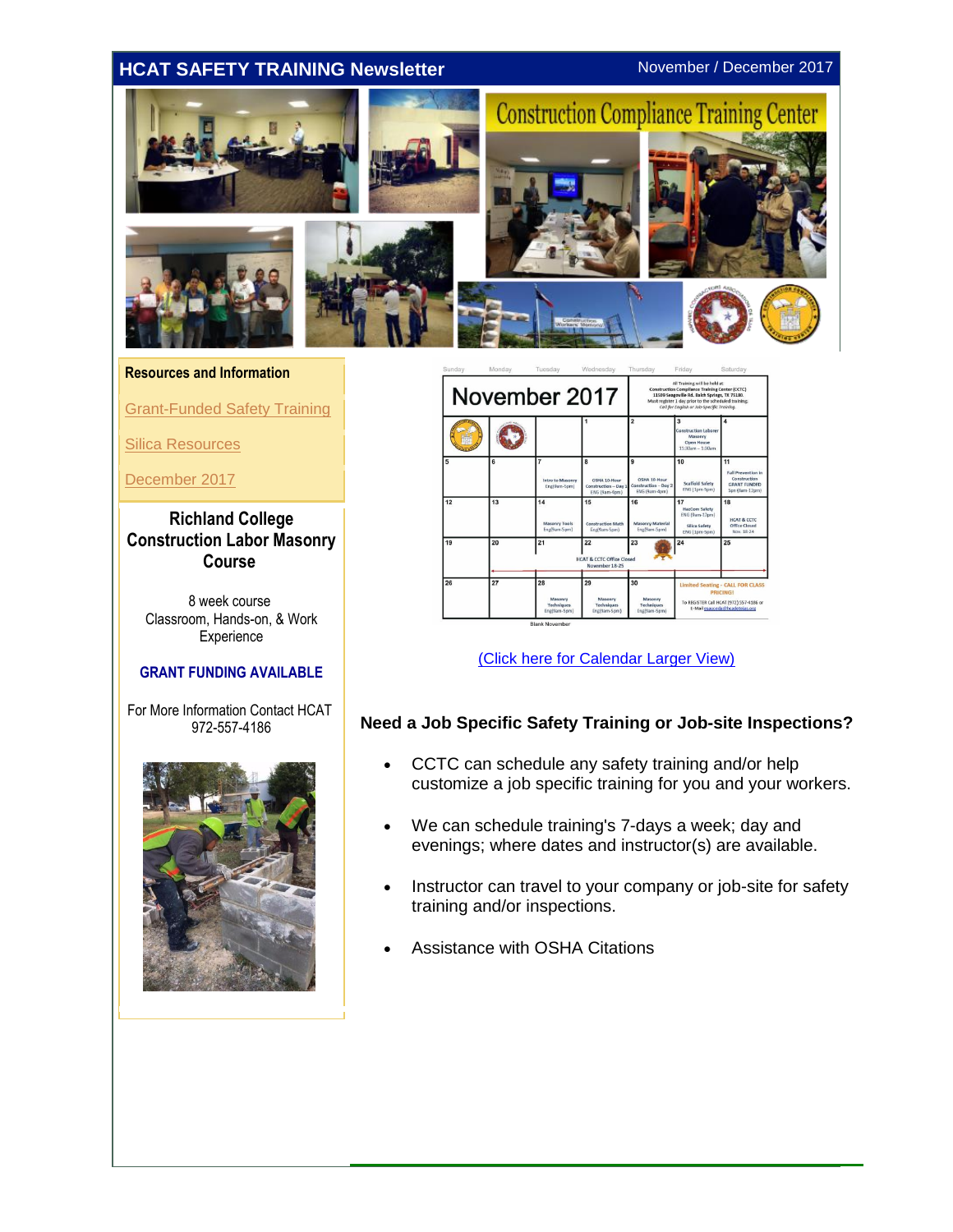# HCAT SAFETY TRAINING Newsletter

November / December 2017

Construction Compliance Training Center

## Resources and Information

Grant-Funded Safety Training

Silica Resources

December 2017

## Richland College Construction Labor Masonry Course

8 week course
Classroom, Hands-on, & Work Experience

**GRANT FUNDING AVAILABLE**

For More Information Contact HCAT
972-557-4186

## November 2017

All Training will be held at Construction Compliance Training Center (CCTC) 11509 Seagoville Rd. Balch Springs, TX 75180. Must register 1 day prior to the scheduled training. *Call for English or Job-Specific Training.*

| Sunday | Monday | Tuesday | Wednesday | Thursday | Friday | Saturday |
|---|---|---|---|---|---|---|
| | | | 1 | 2 | 3 Construction Laborer Masonry Open House 11:30am – 1:30am | 4 |
| 5 | 6 | 7 Intro to Masonry Eng(8am-5pm) | 8 OSHA 10-Hour Construction – Day 1 ENG (8am-4pm) | 9 OSHA 10-Hour Construction – Day 2 ENG (8am-4pm) | 10 Scaffold Safety ENG (1pm-5pm) | 11 Fall Prevention in Construction GRANT FUNDED Spn (8am-12pm) |
| 12 | 13 | 14 Masonry Tools Eng(8am-5pm) | 15 Construction Math Eng(8am-5pm) | 16 Masonry Material Eng(8am-5pm) | 17 HazCom Safety ENG (8am-12pm) Silica Safety ENG (1pm-5pm) | 18 HCAT & CCTC Office Closed Nov. 18-24 |
| 19 | 20 | 21 | 22 HCAT & CCTC Office Closed November 18-25 | 23 | 24 | 25 |
| 26 | 27 | 28 Masonry Techniques Eng(8am-5pm) | 29 Masonry Techniques Eng(8am-5pm) | 30 Masonry Techniques Eng(8am-5pm) | Limited Seating - CALL FOR CLASS PRICING! To REGISTER Call HCAT (972) 557-4186 or E-Mail | |

Blank November

(Click here for Calendar Larger View)

### Need a Job Specific Safety Training or Job-site Inspections?

- CCTC can schedule any safety training and/or help customize a job specific training for you and your workers.
- We can schedule training's 7-days a week; day and evenings; where dates and instructor(s) are available.
- Instructor can travel to your company or job-site for safety training and/or inspections.
- Assistance with OSHA Citations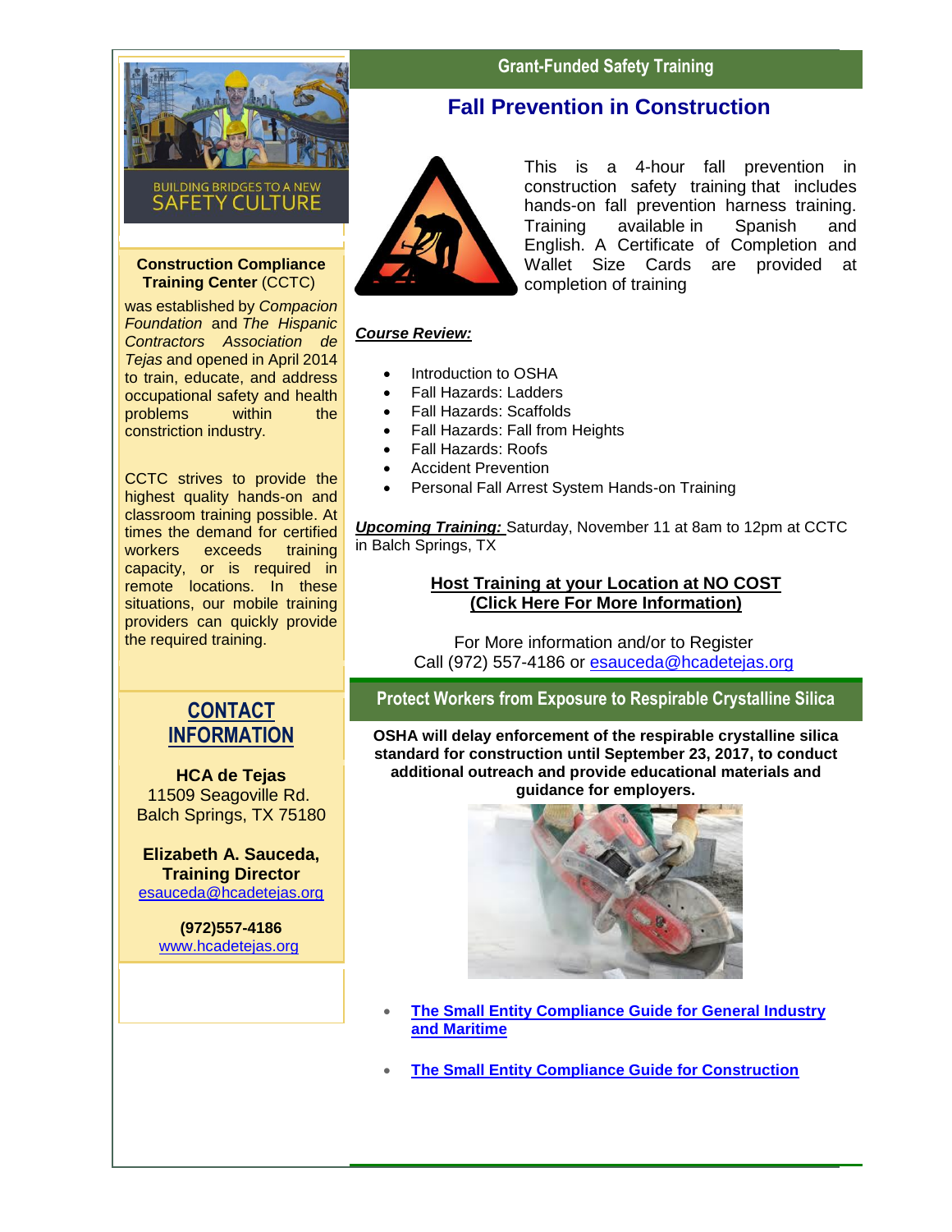BUILDING BRIDGES TO A NEW SAFETY CULTURE

**Construction Compliance Training Center** (CCTC)

was established by *Compacion Foundation* and *The Hispanic Contractors Association de Tejas* and opened in April 2014 to train, educate, and address occupational safety and health problems within the constriction industry.

CCTC strives to provide the highest quality hands-on and classroom training possible. At times the demand for certified workers exceeds training capacity, or is required in remote locations. In these situations, our mobile training providers can quickly provide the required training.

## CONTACT INFORMATION

**HCA de Tejas**
11509 Seagoville Rd.
Balch Springs, TX 75180

**Elizabeth A. Sauceda, Training Director**
esauceda@hcadetejas.org

**(972)557-4186**
www.hcadetejas.org

## Grant-Funded Safety Training

### Fall Prevention in Construction

This is a 4-hour fall prevention in construction safety training that includes hands-on fall prevention harness training. Training available in Spanish and English. A Certificate of Completion and Wallet Size Cards are provided at completion of training

***Course Review:***

- Introduction to OSHA
- Fall Hazards: Ladders
- Fall Hazards: Scaffolds
- Fall Hazards: Fall from Heights
- Fall Hazards: Roofs
- Accident Prevention
- Personal Fall Arrest System Hands-on Training

***Upcoming Training:*** Saturday, November 11 at 8am to 12pm at CCTC in Balch Springs, TX

**Host Training at your Location at NO COST**
**(Click Here For More Information)**

For More information and/or to Register
Call (972) 557-4186 or esauceda@hcadetejas.org

## Protect Workers from Exposure to Respirable Crystalline Silica

**OSHA will delay enforcement of the respirable crystalline silica standard for construction until September 23, 2017, to conduct additional outreach and provide educational materials and guidance for employers.**

- **The Small Entity Compliance Guide for General Industry and Maritime**
- **The Small Entity Compliance Guide for Construction**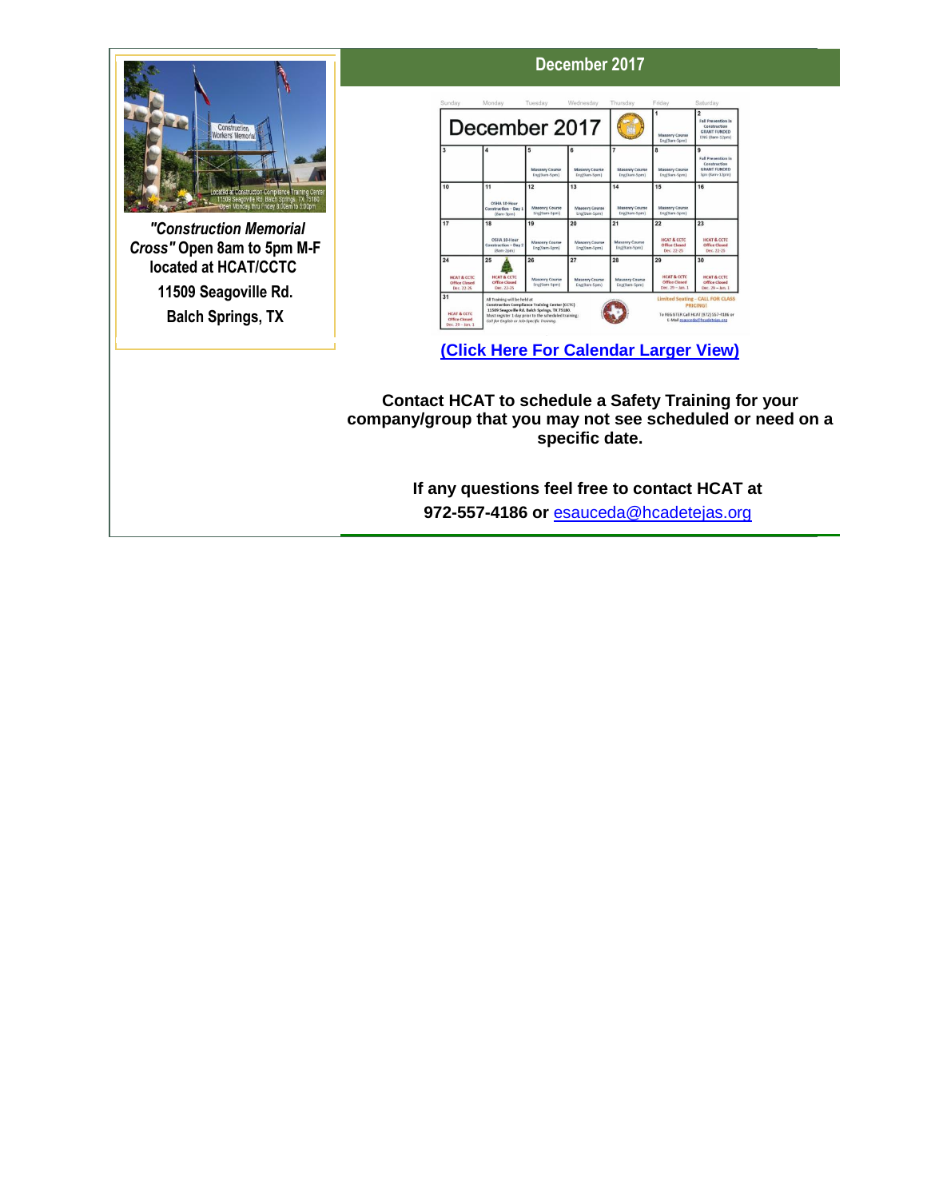*"Construction Memorial Cross"* **Open 8am to 5pm M-F located at HCAT/CCTC**

**11509 Seagoville Rd.**

**Balch Springs, TX**

## December 2017

[(Click Here For Calendar Larger View)]

**Contact HCAT to schedule a Safety Training for your company/group that you may not see scheduled or need on a specific date.**

**If any questions feel free to contact HCAT at 972-557-4186 or** esauceda@hcadetejas.org